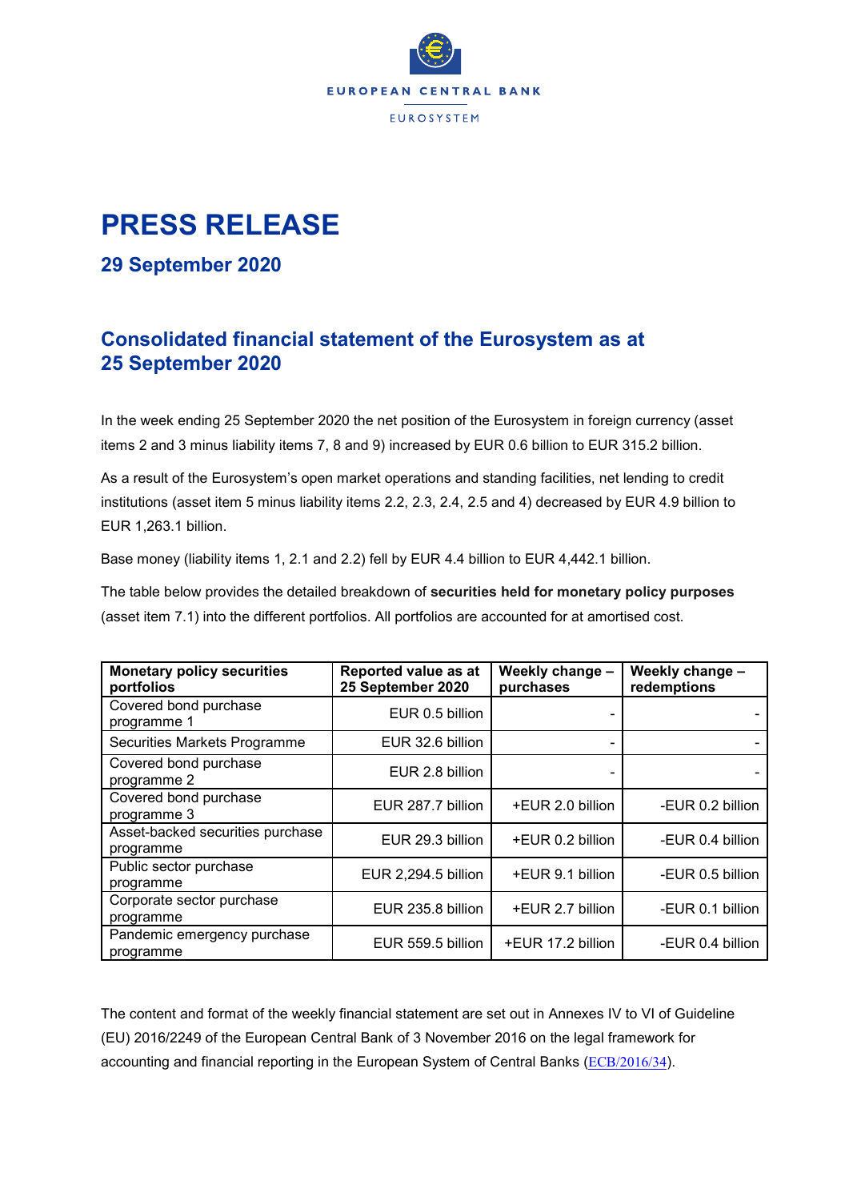EUROPEAN CENTRAL BANK

EUROSYSTEM

# PRESS RELEASE

## 29 September 2020

## Consolidated financial statement of the Eurosystem as at 25 September 2020

In the week ending 25 September 2020 the net position of the Eurosystem in foreign currency (asset items 2 and 3 minus liability items 7, 8 and 9) increased by EUR 0.6 billion to EUR 315.2 billion.

As a result of the Eurosystem's open market operations and standing facilities, net lending to credit institutions (asset item 5 minus liability items 2.2, 2.3, 2.4, 2.5 and 4) decreased by EUR 4.9 billion to EUR 1,263.1 billion.

Base money (liability items 1, 2.1 and 2.2) fell by EUR 4.4 billion to EUR 4,442.1 billion.

The table below provides the detailed breakdown of **securities held for monetary policy purposes** (asset item 7.1) into the different portfolios. All portfolios are accounted for at amortised cost.

| Monetary policy securities portfolios | Reported value as at 25 September 2020 | Weekly change – purchases | Weekly change – redemptions |
|---|---|---|---|
| Covered bond purchase programme 1 | EUR 0.5 billion | - | - |
| Securities Markets Programme | EUR 32.6 billion | - | - |
| Covered bond purchase programme 2 | EUR 2.8 billion | - | - |
| Covered bond purchase programme 3 | EUR 287.7 billion | +EUR 2.0 billion | -EUR 0.2 billion |
| Asset-backed securities purchase programme | EUR 29.3 billion | +EUR 0.2 billion | -EUR 0.4 billion |
| Public sector purchase programme | EUR 2,294.5 billion | +EUR 9.1 billion | -EUR 0.5 billion |
| Corporate sector purchase programme | EUR 235.8 billion | +EUR 2.7 billion | -EUR 0.1 billion |
| Pandemic emergency purchase programme | EUR 559.5 billion | +EUR 17.2 billion | -EUR 0.4 billion |

The content and format of the weekly financial statement are set out in Annexes IV to VI of Guideline (EU) 2016/2249 of the European Central Bank of 3 November 2016 on the legal framework for accounting and financial reporting in the European System of Central Banks (ECB/2016/34).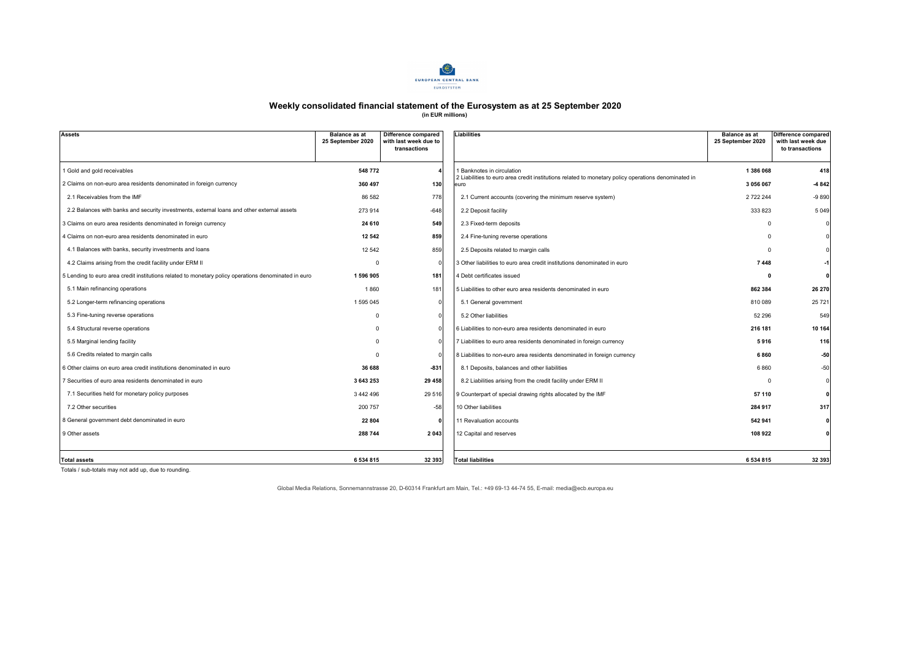EUROPEAN CENTRAL BANK
EUROSYSTEM

# Weekly consolidated financial statement of the Eurosystem as at 25 September 2020

**(in EUR millions)**

| Assets | Balance as at 25 September 2020 | Difference compared with last week due to transactions | Liabilities | Balance as at 25 September 2020 | Difference compared with last week due to transactions |
|---|---|---|---|---|---|
| 1 Gold and gold receivables | **548 772** | **4** | 1 Banknotes in circulation | **1 386 068** | **418** |
| 2 Claims on non-euro area residents denominated in foreign currency | **360 497** | **130** | 2 Liabilities to euro area credit institutions related to monetary policy operations denominated in euro | **3 056 067** | **-4 842** |
| 2.1 Receivables from the IMF | 86 582 | 778 | 2.1 Current accounts (covering the minimum reserve system) | 2 722 244 | -9 890 |
| 2.2 Balances with banks and security investments, external loans and other external assets | 273 914 | -648 | 2.2 Deposit facility | 333 823 | 5 049 |
| 3 Claims on euro area residents denominated in foreign currency | **24 610** | **549** | 2.3 Fixed-term deposits | 0 | 0 |
| 4 Claims on non-euro area residents denominated in euro | **12 542** | **859** | 2.4 Fine-tuning reverse operations | 0 | 0 |
| 4.1 Balances with banks, security investments and loans | 12 542 | 859 | 2.5 Deposits related to margin calls | 0 | 0 |
| 4.2 Claims arising from the credit facility under ERM II | 0 | 0 | 3 Other liabilities to euro area credit institutions denominated in euro | **7 448** | **-1** |
| 5 Lending to euro area credit institutions related to monetary policy operations denominated in euro | **1 596 905** | **181** | 4 Debt certificates issued | **0** | **0** |
| 5.1 Main refinancing operations | 1 860 | 181 | 5 Liabilities to other euro area residents denominated in euro | **862 384** | **26 270** |
| 5.2 Longer-term refinancing operations | 1 595 045 | 0 | 5.1 General government | 810 089 | 25 721 |
| 5.3 Fine-tuning reverse operations | 0 | 0 | 5.2 Other liabilities | 52 296 | 549 |
| 5.4 Structural reverse operations | 0 | 0 | 6 Liabilities to non-euro area residents denominated in euro | **216 181** | **10 164** |
| 5.5 Marginal lending facility | 0 | 0 | 7 Liabilities to euro area residents denominated in foreign currency | **5 916** | **116** |
| 5.6 Credits related to margin calls | 0 | 0 | 8 Liabilities to non-euro area residents denominated in foreign currency | **6 860** | **-50** |
| 6 Other claims on euro area credit institutions denominated in euro | **36 688** | **-831** | 8.1 Deposits, balances and other liabilities | 6 860 | -50 |
| 7 Securities of euro area residents denominated in euro | **3 643 253** | **29 458** | 8.2 Liabilities arising from the credit facility under ERM II | 0 | 0 |
| 7.1 Securities held for monetary policy purposes | 3 442 496 | 29 516 | 9 Counterpart of special drawing rights allocated by the IMF | **57 110** | **0** |
| 7.2 Other securities | 200 757 | -58 | 10 Other liabilities | **284 917** | **317** |
| 8 General government debt denominated in euro | **22 804** | **0** | 11 Revaluation accounts | **542 941** | **0** |
| 9 Other assets | **288 744** | **2 043** | 12 Capital and reserves | **108 922** | **0** |
| **Total assets** | **6 534 815** | **32 393** | **Total liabilities** | **6 534 815** | **32 393** |

Totals / sub-totals may not add up, due to rounding.

Global Media Relations, Sonnemannstrasse 20, D-60314 Frankfurt am Main, Tel.: +49 69-13 44-74 55, E-mail: media@ecb.europa.eu